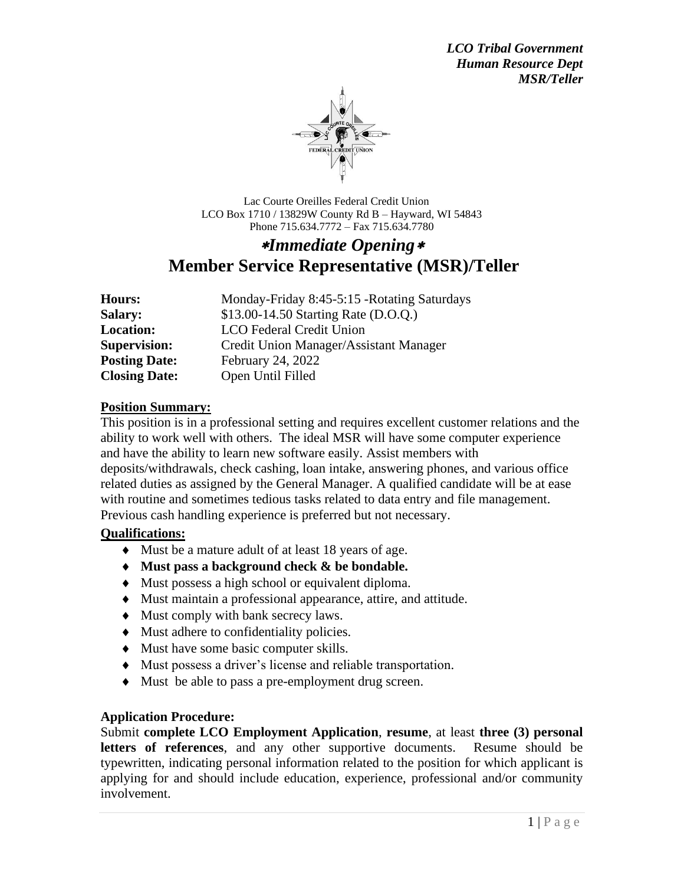*LCO Tribal Government*
*Human Resource Dept*
*MSR/Teller*

Lac Courte Oreilles Federal Credit Union
LCO Box 1710 / 13829W County Rd B – Hayward, WI 54843
Phone 715.634.7772 – Fax 715.634.7780

# *\*Immediate Opening\**

# Member Service Representative (MSR)/Teller

| | |
|---|---|
| **Hours:** | Monday-Friday 8:45-5:15 -Rotating Saturdays |
| **Salary:** | $13.00-14.50 Starting Rate (D.O.Q.) |
| **Location:** | LCO Federal Credit Union |
| **Supervision:** | Credit Union Manager/Assistant Manager |
| **Posting Date:** | February 24, 2022 |
| **Closing Date:** | Open Until Filled |

## Position Summary:

This position is in a professional setting and requires excellent customer relations and the ability to work well with others. The ideal MSR will have some computer experience and have the ability to learn new software easily. Assist members with deposits/withdrawals, check cashing, loan intake, answering phones, and various office related duties as assigned by the General Manager. A qualified candidate will be at ease with routine and sometimes tedious tasks related to data entry and file management. Previous cash handling experience is preferred but not necessary.

## Qualifications:

- Must be a mature adult of at least 18 years of age.
- **Must pass a background check & be bondable.**
- Must possess a high school or equivalent diploma.
- Must maintain a professional appearance, attire, and attitude.
- Must comply with bank secrecy laws.
- Must adhere to confidentiality policies.
- Must have some basic computer skills.
- Must possess a driver's license and reliable transportation.
- Must be able to pass a pre-employment drug screen.

## Application Procedure:

Submit **complete LCO Employment Application**, **resume**, at least **three (3) personal letters of references**, and any other supportive documents. Resume should be typewritten, indicating personal information related to the position for which applicant is applying for and should include education, experience, professional and/or community involvement.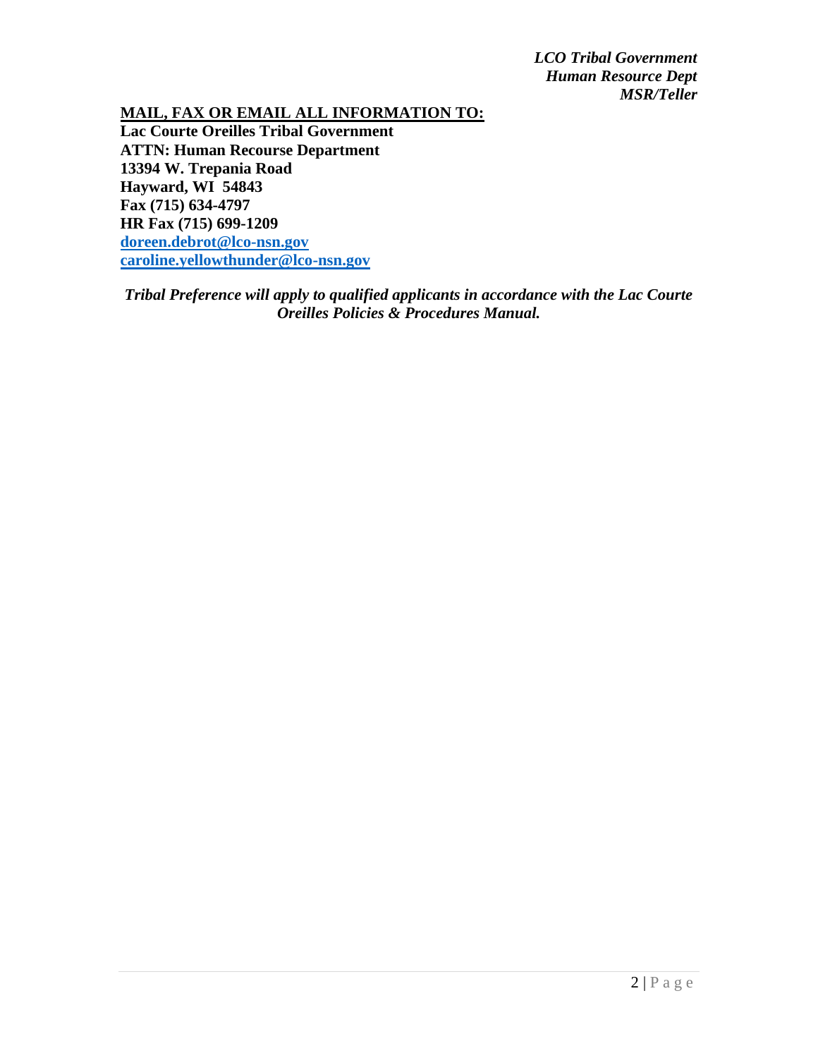**MAIL, FAX OR EMAIL ALL INFORMATION TO:**

**Lac Courte Oreilles Tribal Government**
**ATTN: Human Recourse Department**
**13394 W. Trepania Road**
**Hayward, WI 54843**
**Fax (715) 634-4797**
**HR Fax (715) 699-1209**
**doreen.debrot@lco-nsn.gov**
**caroline.yellowthunder@lco-nsn.gov**

***Tribal Preference will apply to qualified applicants in accordance with the Lac Courte Oreilles Policies & Procedures Manual.***